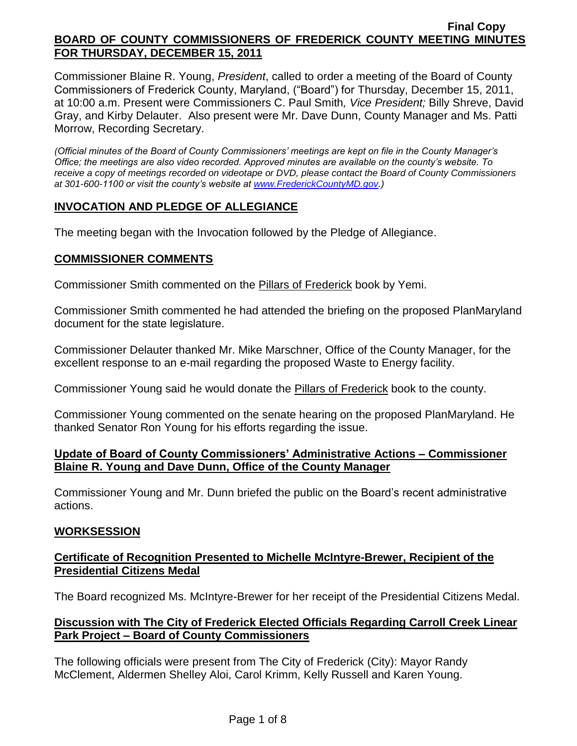Final Copy

# BOARD OF COUNTY COMMISSIONERS OF FREDERICK COUNTY MEETING MINUTES FOR THURSDAY, DECEMBER 15, 2011

Commissioner Blaine R. Young, *President*, called to order a meeting of the Board of County Commissioners of Frederick County, Maryland, ("Board") for Thursday, December 15, 2011, at 10:00 a.m. Present were Commissioners C. Paul Smith*, Vice President;* Billy Shreve, David Gray, and Kirby Delauter. Also present were Mr. Dave Dunn, County Manager and Ms. Patti Morrow, Recording Secretary.

*(Official minutes of the Board of County Commissioners' meetings are kept on file in the County Manager's Office; the meetings are also video recorded. Approved minutes are available on the county's website. To receive a copy of meetings recorded on videotape or DVD, please contact the Board of County Commissioners at 301-600-1100 or visit the county's website at www.FrederickCountyMD.gov.)*

## INVOCATION AND PLEDGE OF ALLEGIANCE

The meeting began with the Invocation followed by the Pledge of Allegiance.

## COMMISSIONER COMMENTS

Commissioner Smith commented on the Pillars of Frederick book by Yemi.

Commissioner Smith commented he had attended the briefing on the proposed PlanMaryland document for the state legislature.

Commissioner Delauter thanked Mr. Mike Marschner, Office of the County Manager, for the excellent response to an e-mail regarding the proposed Waste to Energy facility.

Commissioner Young said he would donate the Pillars of Frederick book to the county.

Commissioner Young commented on the senate hearing on the proposed PlanMaryland. He thanked Senator Ron Young for his efforts regarding the issue.

## Update of Board of County Commissioners' Administrative Actions – Commissioner Blaine R. Young and Dave Dunn, Office of the County Manager

Commissioner Young and Mr. Dunn briefed the public on the Board's recent administrative actions.

## WORKSESSION

## Certificate of Recognition Presented to Michelle McIntyre-Brewer, Recipient of the Presidential Citizens Medal

The Board recognized Ms. McIntyre-Brewer for her receipt of the Presidential Citizens Medal.

## Discussion with The City of Frederick Elected Officials Regarding Carroll Creek Linear Park Project – Board of County Commissioners

The following officials were present from The City of Frederick (City): Mayor Randy McClement, Aldermen Shelley Aloi, Carol Krimm, Kelly Russell and Karen Young.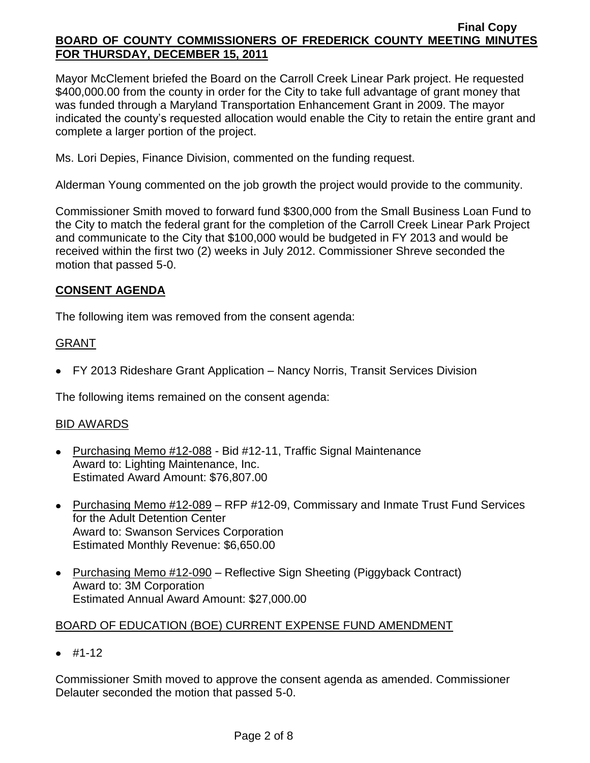Mayor McClement briefed the Board on the Carroll Creek Linear Park project. He requested $400,000.00 from the county in order for the City to take full advantage of grant money that was funded through a Maryland Transportation Enhancement Grant in 2009. The mayor indicated the county's requested allocation would enable the City to retain the entire grant and complete a larger portion of the project.

Ms. Lori Depies, Finance Division, commented on the funding request.

Alderman Young commented on the job growth the project would provide to the community.

Commissioner Smith moved to forward fund $300,000 from the Small Business Loan Fund to the City to match the federal grant for the completion of the Carroll Creek Linear Park Project and communicate to the City that $100,000 would be budgeted in FY 2013 and would be received within the first two (2) weeks in July 2012. Commissioner Shreve seconded the motion that passed 5-0.

## CONSENT AGENDA

The following item was removed from the consent agenda:

GRANT

- FY 2013 Rideshare Grant Application – Nancy Norris, Transit Services Division

The following items remained on the consent agenda:

BID AWARDS

- Purchasing Memo #12-088 - Bid #12-11, Traffic Signal Maintenance
  Award to: Lighting Maintenance, Inc.
  Estimated Award Amount: $76,807.00
- Purchasing Memo #12-089 – RFP #12-09, Commissary and Inmate Trust Fund Services for the Adult Detention Center
  Award to: Swanson Services Corporation
  Estimated Monthly Revenue: $6,650.00
- Purchasing Memo #12-090 – Reflective Sign Sheeting (Piggyback Contract)
  Award to: 3M Corporation
  Estimated Annual Award Amount: $27,000.00

BOARD OF EDUCATION (BOE) CURRENT EXPENSE FUND AMENDMENT

- #1-12

Commissioner Smith moved to approve the consent agenda as amended. Commissioner Delauter seconded the motion that passed 5-0.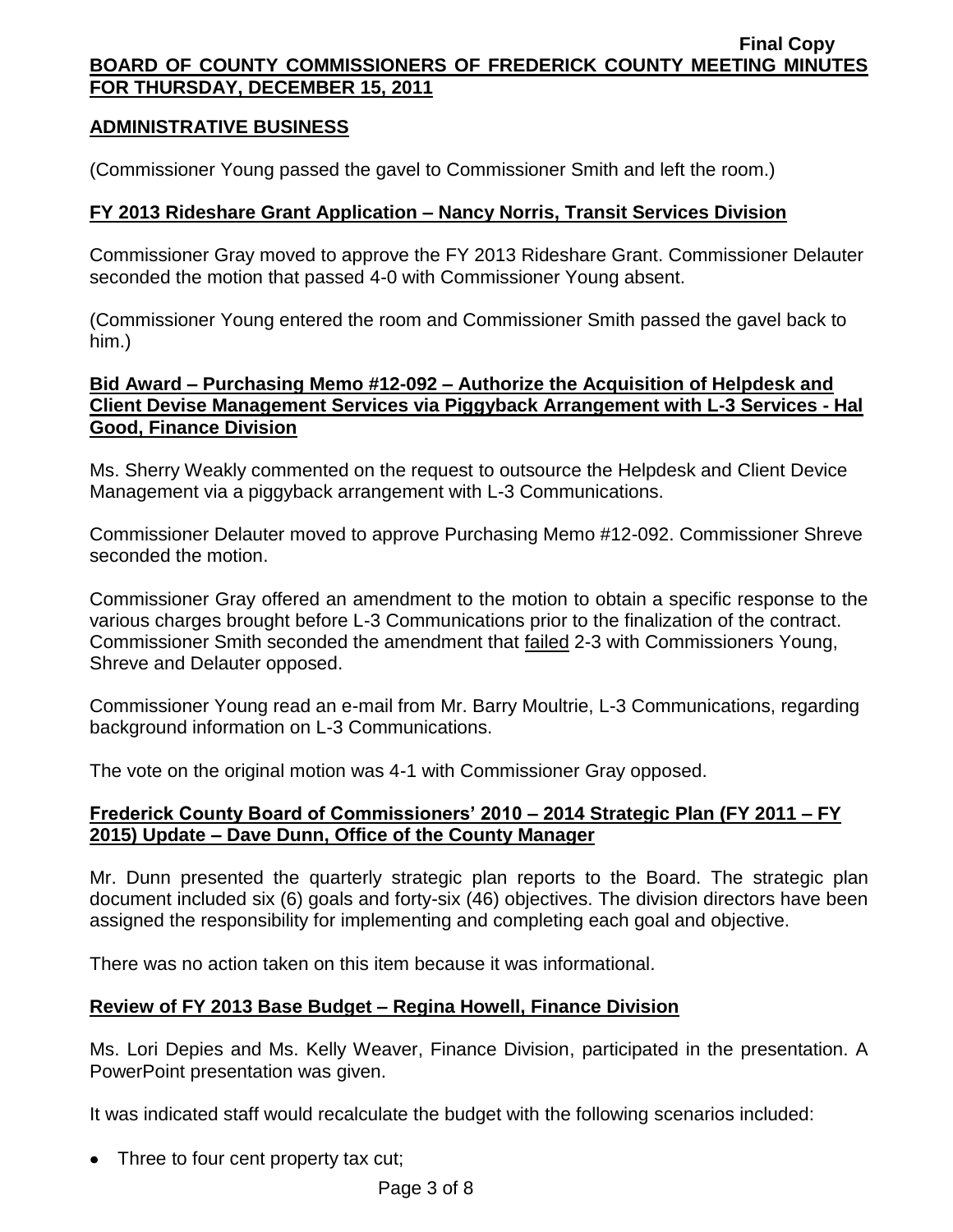## ADMINISTRATIVE BUSINESS

(Commissioner Young passed the gavel to Commissioner Smith and left the room.)

### FY 2013 Rideshare Grant Application – Nancy Norris, Transit Services Division

Commissioner Gray moved to approve the FY 2013 Rideshare Grant. Commissioner Delauter seconded the motion that passed 4-0 with Commissioner Young absent.

(Commissioner Young entered the room and Commissioner Smith passed the gavel back to him.)

### Bid Award – Purchasing Memo #12-092 – Authorize the Acquisition of Helpdesk and Client Devise Management Services via Piggyback Arrangement with L-3 Services - Hal Good, Finance Division

Ms. Sherry Weakly commented on the request to outsource the Helpdesk and Client Device Management via a piggyback arrangement with L-3 Communications.

Commissioner Delauter moved to approve Purchasing Memo #12-092. Commissioner Shreve seconded the motion.

Commissioner Gray offered an amendment to the motion to obtain a specific response to the various charges brought before L-3 Communications prior to the finalization of the contract. Commissioner Smith seconded the amendment that failed 2-3 with Commissioners Young, Shreve and Delauter opposed.

Commissioner Young read an e-mail from Mr. Barry Moultrie, L-3 Communications, regarding background information on L-3 Communications.

The vote on the original motion was 4-1 with Commissioner Gray opposed.

### Frederick County Board of Commissioners' 2010 – 2014 Strategic Plan (FY 2011 – FY 2015) Update – Dave Dunn, Office of the County Manager

Mr. Dunn presented the quarterly strategic plan reports to the Board. The strategic plan document included six (6) goals and forty-six (46) objectives. The division directors have been assigned the responsibility for implementing and completing each goal and objective.

There was no action taken on this item because it was informational.

### Review of FY 2013 Base Budget – Regina Howell, Finance Division

Ms. Lori Depies and Ms. Kelly Weaver, Finance Division, participated in the presentation. A PowerPoint presentation was given.

It was indicated staff would recalculate the budget with the following scenarios included:

- Three to four cent property tax cut;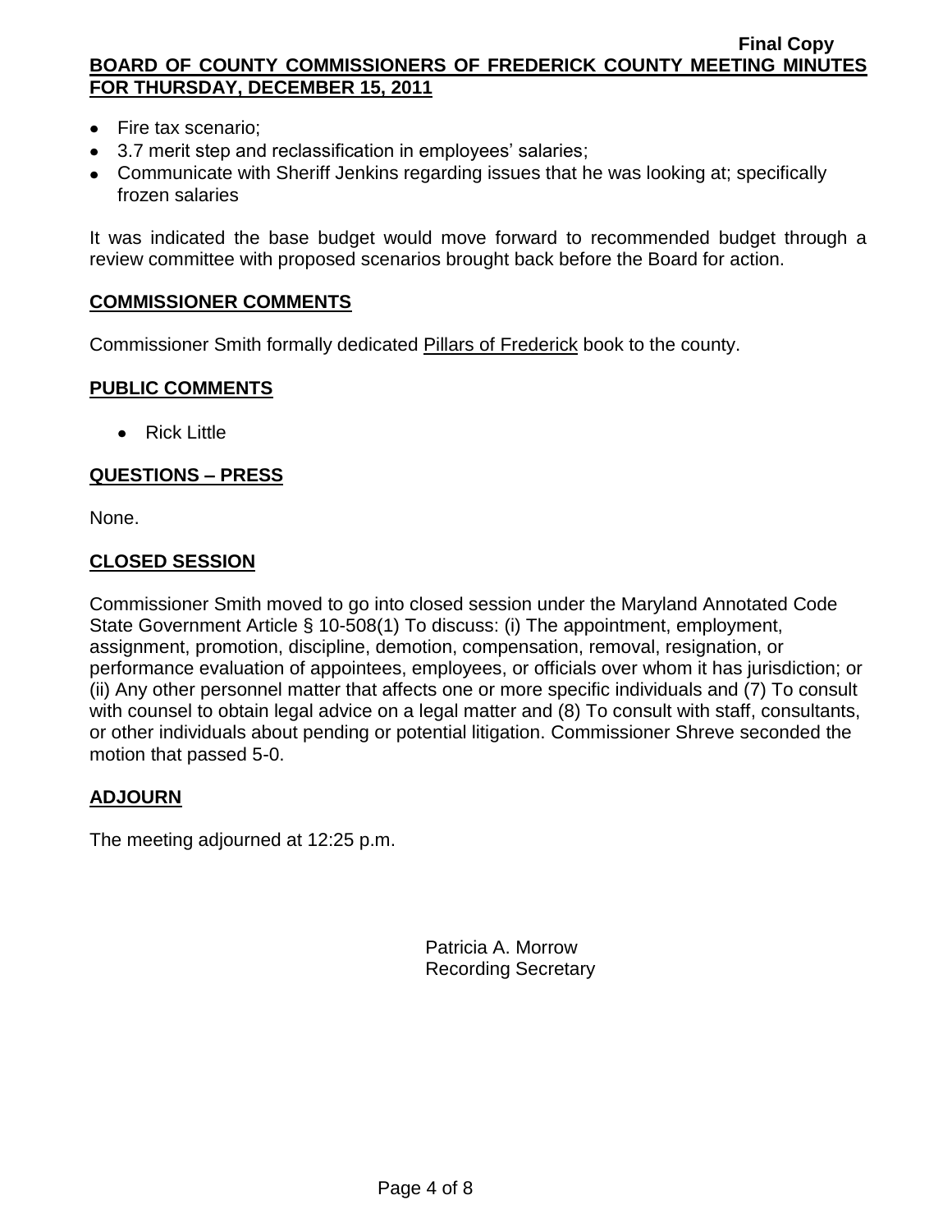- Fire tax scenario;
- 3.7 merit step and reclassification in employees' salaries;
- Communicate with Sheriff Jenkins regarding issues that he was looking at; specifically frozen salaries

It was indicated the base budget would move forward to recommended budget through a review committee with proposed scenarios brought back before the Board for action.

## COMMISSIONER COMMENTS

Commissioner Smith formally dedicated Pillars of Frederick book to the county.

## PUBLIC COMMENTS

- Rick Little

## QUESTIONS – PRESS

None.

## CLOSED SESSION

Commissioner Smith moved to go into closed session under the Maryland Annotated Code State Government Article § 10-508(1) To discuss: (i) The appointment, employment, assignment, promotion, discipline, demotion, compensation, removal, resignation, or performance evaluation of appointees, employees, or officials over whom it has jurisdiction; or (ii) Any other personnel matter that affects one or more specific individuals and (7) To consult with counsel to obtain legal advice on a legal matter and (8) To consult with staff, consultants, or other individuals about pending or potential litigation. Commissioner Shreve seconded the motion that passed 5-0.

## ADJOURN

The meeting adjourned at 12:25 p.m.

Patricia A. Morrow
Recording Secretary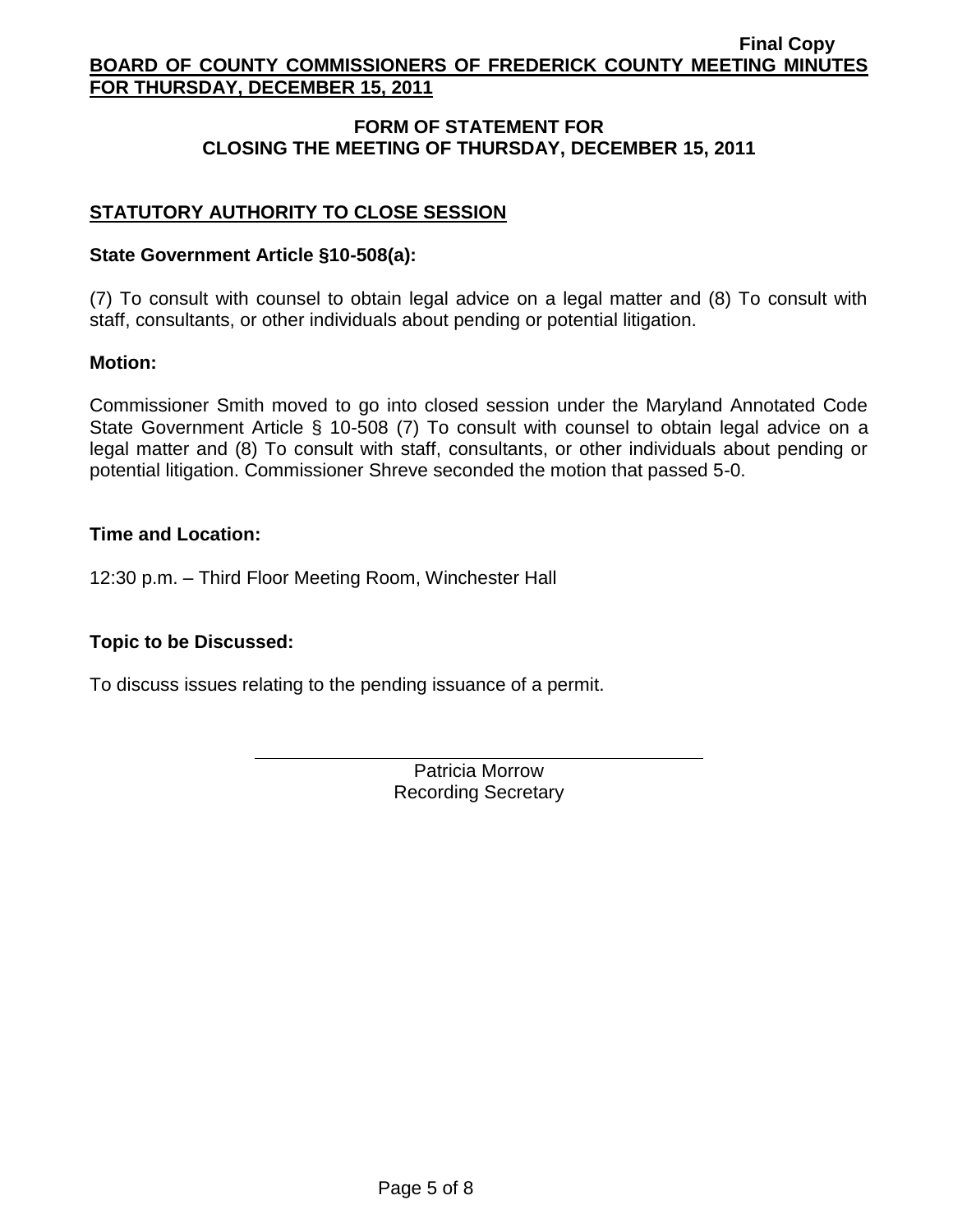## FORM OF STATEMENT FOR CLOSING THE MEETING OF THURSDAY, DECEMBER 15, 2011

### STATUTORY AUTHORITY TO CLOSE SESSION

**State Government Article §10-508(a):**

(7) To consult with counsel to obtain legal advice on a legal matter and (8) To consult with staff, consultants, or other individuals about pending or potential litigation.

**Motion:**

Commissioner Smith moved to go into closed session under the Maryland Annotated Code State Government Article § 10-508 (7) To consult with counsel to obtain legal advice on a legal matter and (8) To consult with staff, consultants, or other individuals about pending or potential litigation. Commissioner Shreve seconded the motion that passed 5-0.

**Time and Location:**

12:30 p.m. – Third Floor Meeting Room, Winchester Hall

**Topic to be Discussed:**

To discuss issues relating to the pending issuance of a permit.

Patricia Morrow
Recording Secretary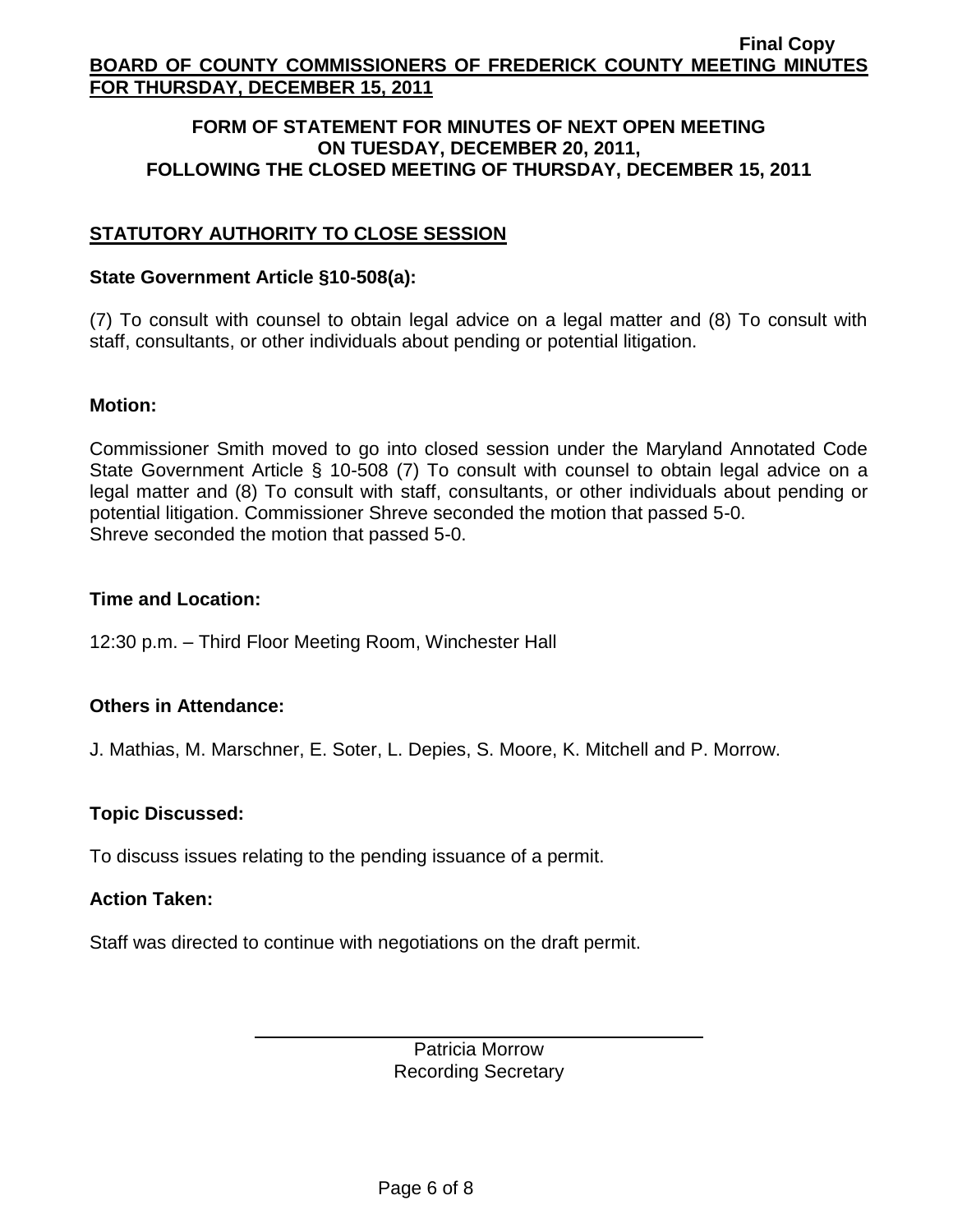**FORM OF STATEMENT FOR MINUTES OF NEXT OPEN MEETING ON TUESDAY, DECEMBER 20, 2011, FOLLOWING THE CLOSED MEETING OF THURSDAY, DECEMBER 15, 2011**

## STATUTORY AUTHORITY TO CLOSE SESSION

**State Government Article §10-508(a):**

(7) To consult with counsel to obtain legal advice on a legal matter and (8) To consult with staff, consultants, or other individuals about pending or potential litigation.

**Motion:**

Commissioner Smith moved to go into closed session under the Maryland Annotated Code State Government Article § 10-508 (7) To consult with counsel to obtain legal advice on a legal matter and (8) To consult with staff, consultants, or other individuals about pending or potential litigation. Commissioner Shreve seconded the motion that passed 5-0.
Shreve seconded the motion that passed 5-0.

**Time and Location:**

12:30 p.m. – Third Floor Meeting Room, Winchester Hall

**Others in Attendance:**

J. Mathias, M. Marschner, E. Soter, L. Depies, S. Moore, K. Mitchell and P. Morrow.

**Topic Discussed:**

To discuss issues relating to the pending issuance of a permit.

**Action Taken:**

Staff was directed to continue with negotiations on the draft permit.

Patricia Morrow
Recording Secretary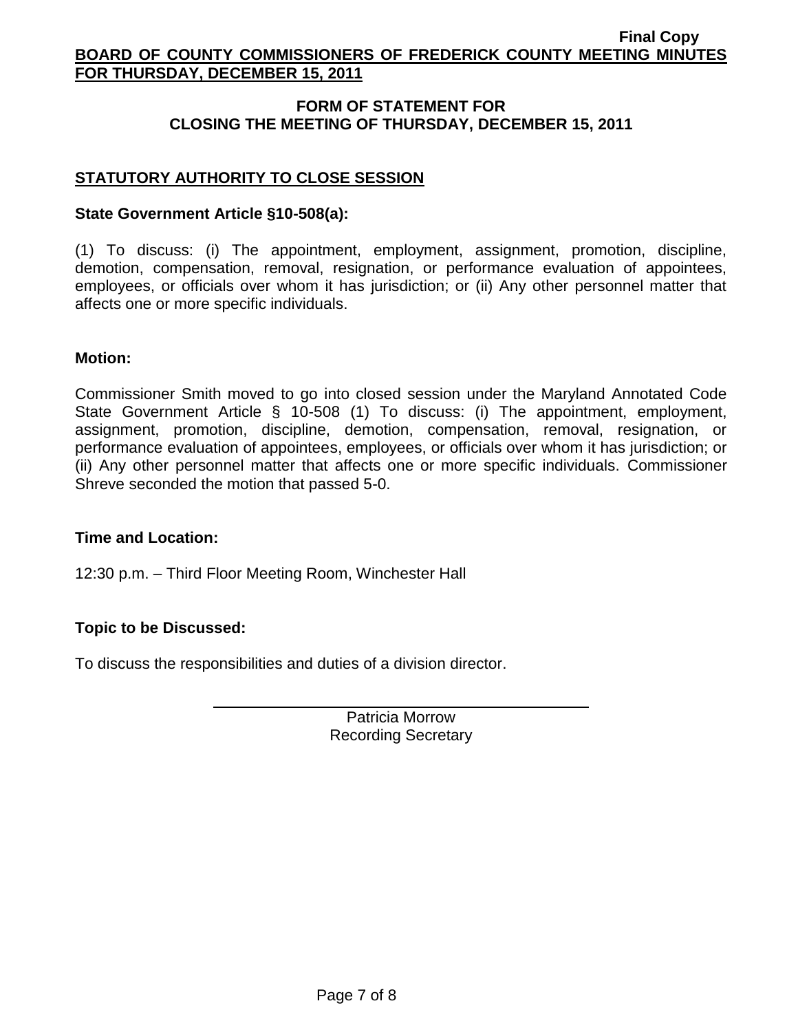## FORM OF STATEMENT FOR CLOSING THE MEETING OF THURSDAY, DECEMBER 15, 2011

### STATUTORY AUTHORITY TO CLOSE SESSION

**State Government Article §10-508(a):**

(1) To discuss: (i) The appointment, employment, assignment, promotion, discipline, demotion, compensation, removal, resignation, or performance evaluation of appointees, employees, or officials over whom it has jurisdiction; or (ii) Any other personnel matter that affects one or more specific individuals.

**Motion:**

Commissioner Smith moved to go into closed session under the Maryland Annotated Code State Government Article § 10-508 (1) To discuss: (i) The appointment, employment, assignment, promotion, discipline, demotion, compensation, removal, resignation, or performance evaluation of appointees, employees, or officials over whom it has jurisdiction; or (ii) Any other personnel matter that affects one or more specific individuals. Commissioner Shreve seconded the motion that passed 5-0.

**Time and Location:**

12:30 p.m. – Third Floor Meeting Room, Winchester Hall

**Topic to be Discussed:**

To discuss the responsibilities and duties of a division director.

Patricia Morrow
Recording Secretary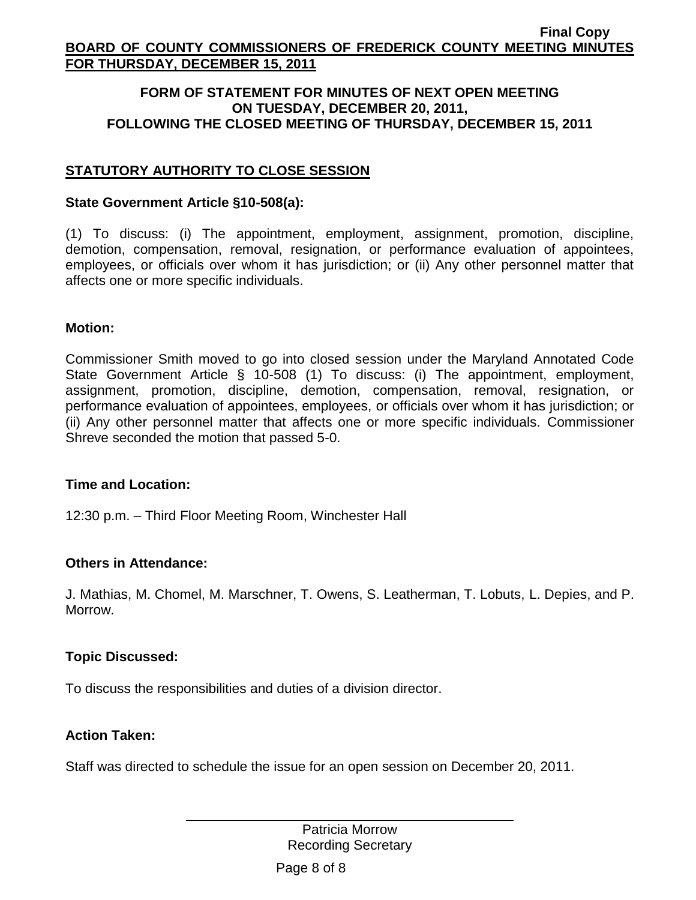**FORM OF STATEMENT FOR MINUTES OF NEXT OPEN MEETING ON TUESDAY, DECEMBER 20, 2011, FOLLOWING THE CLOSED MEETING OF THURSDAY, DECEMBER 15, 2011**

## STATUTORY AUTHORITY TO CLOSE SESSION

**State Government Article §10-508(a):**

(1) To discuss: (i) The appointment, employment, assignment, promotion, discipline, demotion, compensation, removal, resignation, or performance evaluation of appointees, employees, or officials over whom it has jurisdiction; or (ii) Any other personnel matter that affects one or more specific individuals.

**Motion:**

Commissioner Smith moved to go into closed session under the Maryland Annotated Code State Government Article § 10-508 (1) To discuss: (i) The appointment, employment, assignment, promotion, discipline, demotion, compensation, removal, resignation, or performance evaluation of appointees, employees, or officials over whom it has jurisdiction; or (ii) Any other personnel matter that affects one or more specific individuals. Commissioner Shreve seconded the motion that passed 5-0.

**Time and Location:**

12:30 p.m. – Third Floor Meeting Room, Winchester Hall

**Others in Attendance:**

J. Mathias, M. Chomel, M. Marschner, T. Owens, S. Leatherman, T. Lobuts, L. Depies, and P. Morrow.

**Topic Discussed:**

To discuss the responsibilities and duties of a division director.

**Action Taken:**

Staff was directed to schedule the issue for an open session on December 20, 2011.

Patricia Morrow
Recording Secretary